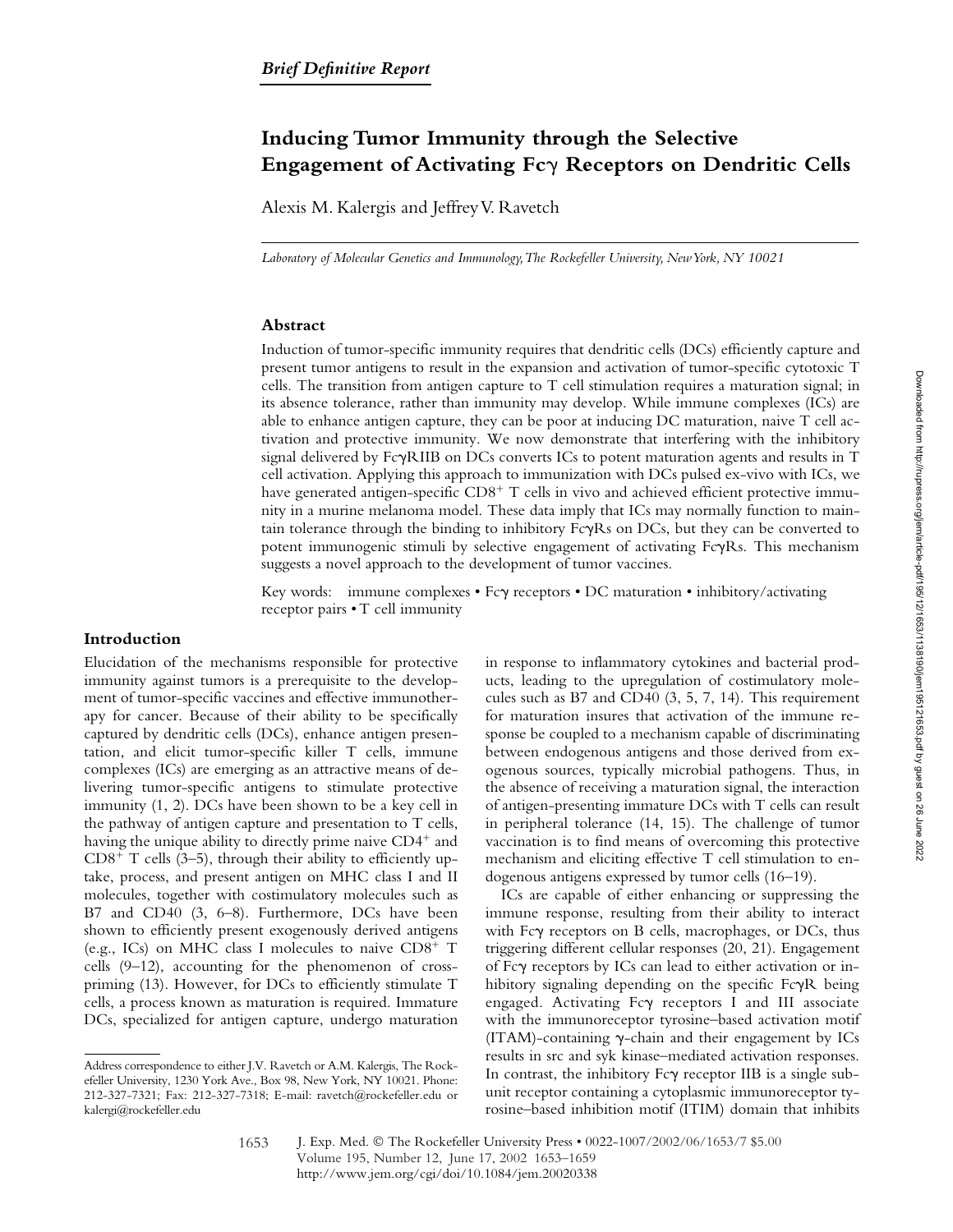*Brief Definitive Report*

# Inducing Tumor Immunity through the Selective Engagement of Activating Fcγ Receptors on Dendritic Cells

Alexis M. Kalergis and Jeffrey V. Ravetch

*Laboratory of Molecular Genetics and Immunology, The Rockefeller University, New York, NY 10021*

## Abstract

Induction of tumor-specific immunity requires that dendritic cells (DCs) efficiently capture and present tumor antigens to result in the expansion and activation of tumor-specific cytotoxic T cells. The transition from antigen capture to T cell stimulation requires a maturation signal; in its absence tolerance, rather than immunity may develop. While immune complexes (ICs) are able to enhance antigen capture, they can be poor at inducing DC maturation, naive T cell activation and protective immunity. We now demonstrate that interfering with the inhibitory signal delivered by FcγRIIB on DCs converts ICs to potent maturation agents and results in T cell activation. Applying this approach to immunization with DCs pulsed ex-vivo with ICs, we have generated antigen-specific $CD8^+$ T cells in vivo and achieved efficient protective immunity in a murine melanoma model. These data imply that ICs may normally function to maintain tolerance through the binding to inhibitory FcγRs on DCs, but they can be converted to potent immunogenic stimuli by selective engagement of activating FcγRs. This mechanism suggests a novel approach to the development of tumor vaccines.

Key words: immune complexes • Fcγ receptors • DC maturation • inhibitory/activating receptor pairs • T cell immunity

## Introduction

Elucidation of the mechanisms responsible for protective immunity against tumors is a prerequisite to the development of tumor-specific vaccines and effective immunotherapy for cancer. Because of their ability to be specifically captured by dendritic cells (DCs), enhance antigen presentation, and elicit tumor-specific killer T cells, immune complexes (ICs) are emerging as an attractive means of delivering tumor-specific antigens to stimulate protective immunity (1, 2). DCs have been shown to be a key cell in the pathway of antigen capture and presentation to T cells, having the unique ability to directly prime naive $CD4^+$ and $CD8^+$ T cells (3–5), through their ability to efficiently uptake, process, and present antigen on MHC class I and II molecules, together with costimulatory molecules such as B7 and CD40 (3, 6–8). Furthermore, DCs have been shown to efficiently present exogenously derived antigens (e.g., ICs) on MHC class I molecules to naive $CD8^+$ T cells (9–12), accounting for the phenomenon of cross-priming (13). However, for DCs to efficiently stimulate T cells, a process known as maturation is required. Immature DCs, specialized for antigen capture, undergo maturation in response to inflammatory cytokines and bacterial products, leading to the upregulation of costimulatory molecules such as B7 and CD40 (3, 5, 7, 14). This requirement for maturation insures that activation of the immune response be coupled to a mechanism capable of discriminating between endogenous antigens and those derived from exogenous sources, typically microbial pathogens. Thus, in the absence of receiving a maturation signal, the interaction of antigen-presenting immature DCs with T cells can result in peripheral tolerance (14, 15). The challenge of tumor vaccination is to find means of overcoming this protective mechanism and eliciting effective T cell stimulation to endogenous antigens expressed by tumor cells (16–19).

ICs are capable of either enhancing or suppressing the immune response, resulting from their ability to interact with Fcγ receptors on B cells, macrophages, or DCs, thus triggering different cellular responses (20, 21). Engagement of Fcγ receptors by ICs can lead to either activation or inhibitory signaling depending on the specific FcγR being engaged. Activating Fcγ receptors I and III associate with the immunoreceptor tyrosine–based activation motif (ITAM)-containing γ-chain and their engagement by ICs results in src and syk kinase–mediated activation responses. In contrast, the inhibitory Fcγ receptor IIB is a single subunit receptor containing a cytoplasmic immunoreceptor tyrosine–based inhibition motif (ITIM) domain that inhibits

Address correspondence to either J.V. Ravetch or A.M. Kalergis, The Rockefeller University, 1230 York Ave., Box 98, New York, NY 10021. Phone: 212-327-7321; Fax: 212-327-7318; E-mail: ravetch@rockefeller.edu or kalergi@rockefeller.edu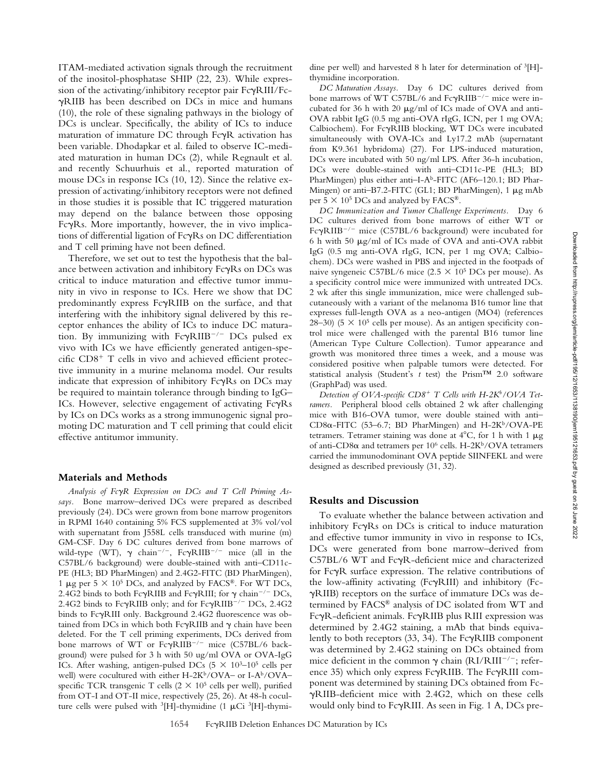ITAM-mediated activation signals through the recruitment of the inositol-phosphatase SHIP (22, 23). While expression of the activating/inhibitory receptor pair FcγRIII/FcγRIIB has been described on DCs in mice and humans (10), the role of these signaling pathways in the biology of DCs is unclear. Specifically, the ability of ICs to induce maturation of immature DC through FcγR activation has been variable. Dhodapkar et al. failed to observe IC-mediated maturation in human DCs (2), while Regnault et al. and recently Schuurhuis et al., reported maturation of mouse DCs in response ICs (10, 12). Since the relative expression of activating/inhibitory receptors were not defined in those studies it is possible that IC triggered maturation may depend on the balance between those opposing FcγRs. More importantly, however, the in vivo implications of differential ligation of FcγRs on DC differentiation and T cell priming have not been defined.

Therefore, we set out to test the hypothesis that the balance between activation and inhibitory FcγRs on DCs was critical to induce maturation and effective tumor immunity in vivo in response to ICs. Here we show that DC predominantly express FcγRIIB on the surface, and that interfering with the inhibitory signal delivered by this receptor enhances the ability of ICs to induce DC maturation. By immunizing with FcγRIIB$^{-/-}$ DCs pulsed ex vivo with ICs we have efficiently generated antigen-specific CD8$^+$ T cells in vivo and achieved efficient protective immunity in a murine melanoma model. Our results indicate that expression of inhibitory FcγRs on DCs may be required to maintain tolerance through binding to IgG–ICs. However, selective engagement of activating FcγRs by ICs on DCs works as a strong immunogenic signal promoting DC maturation and T cell priming that could elicit effective antitumor immunity.

## Materials and Methods

*Analysis of FcγR Expression on DCs and T Cell Priming Assays.* Bone marrow–derived DCs were prepared as described previously (24). DCs were grown from bone marrow progenitors in RPMI 1640 containing 5% FCS supplemented at 3% vol/vol with supernatant from J558L cells transduced with murine (m) GM-CSF. Day 6 DC cultures derived from bone marrows of wild-type (WT), γ chain$^{-/-}$, FcγRIIB$^{-/-}$ mice (all in the C57BL/6 background) were double-stained with anti–CD11c-PE (HL3; BD PharMingen) and 2.4G2-FITC (BD PharMingen), 1 μg per $5 \times 10^5$ DCs, and analyzed by FACS®. For WT DCs, 2.4G2 binds to both FcγRIIB and FcγRIII; for γ chain$^{-/-}$ DCs, 2.4G2 binds to FcγRIIB only; and for FcγRIIB$^{-/-}$ DCs, 2.4G2 binds to FcγRIII only. Background 2.4G2 fluorescence was obtained from DCs in which both FcγRIIB and γ chain have been deleted. For the T cell priming experiments, DCs derived from bone marrows of WT or FcγRIIB$^{-/-}$ mice (C57BL/6 background) were pulsed for 3 h with 50 ug/ml OVA or OVA-IgG ICs. After washing, antigen-pulsed DCs ($5 \times 10^3$–$10^5$ cells per well) were cocultured with either H-2K$^b$/OVA– or I-A$^b$/OVA–specific TCR transgenic T cells ($2 \times 10^5$ cells per well), purified from OT-I and OT-II mice, respectively (25, 26). At 48-h coculture cells were pulsed with $^3$[H]-thymidine (1 μCi $^3$[H]-thymidine per well) and harvested 8 h later for determination of $^3$[H]-thymidine incorporation.

*DC Maturation Assays.* Day 6 DC cultures derived from bone marrows of WT C57BL/6 and FcγRIIB$^{-/-}$ mice were incubated for 36 h with 20 μg/ml of ICs made of OVA and anti-OVA rabbit IgG (0.5 mg anti-OVA rIgG, ICN, per 1 mg OVA; Calbiochem). For FcγRIIB blocking, WT DCs were incubated simultaneously with OVA-ICs and Ly17.2 mAb (supernatant from K9.361 hybridoma) (27). For LPS-induced maturation, DCs were incubated with 50 ng/ml LPS. After 36-h incubation, DCs were double-stained with anti–CD11c-PE (HL3; BD PharMingen) plus either anti–I-A$^b$-FITC (AF6–120.1; BD PharMingen) or anti–B7.2-FITC (GL1; BD PharMingen), 1 μg mAb per $5 \times 10^5$ DCs and analyzed by FACS®.

*DC Immunization and Tumor Challenge Experiments.* Day 6 DC cultures derived from bone marrows of either WT or FcγRIIB$^{-/-}$ mice (C57BL/6 background) were incubated for 6 h with 50 μg/ml of ICs made of OVA and anti-OVA rabbit IgG (0.5 mg anti-OVA rIgG, ICN, per 1 mg OVA; Calbiochem). DCs were washed in PBS and injected in the footpads of naive syngeneic C57BL/6 mice ($2.5 \times 10^5$ DCs per mouse). As a specificity control mice were immunized with untreated DCs. 2 wk after this single immunization, mice were challenged subcutaneously with a variant of the melanoma B16 tumor line that expresses full-length OVA as a neo-antigen (MO4) (references 28–30) ($5 \times 10^5$ cells per mouse). As an antigen specificity control mice were challenged with the parental B16 tumor line (American Type Culture Collection). Tumor appearance and growth was monitored three times a week, and a mouse was considered positive when palpable tumors were detected. For statistical analysis (Student's *t* test) the Prism™ 2.0 software (GraphPad) was used.

*Detection of OVA-specific CD8$^+$ T Cells with H-2K$^b$/OVA Tetramers.* Peripheral blood cells obtained 2 wk after challenging mice with B16-OVA tumor, were double stained with anti–CD8α-FITC (53–6.7; BD PharMingen) and H-2K$^b$/OVA-PE tetramers. Tetramer staining was done at 4°C, for 1 h with 1 μg of anti-CD8α and tetramers per $10^6$ cells. H-2K$^b$/OVA tetramers carried the immunodominant OVA peptide SIINFEKL and were designed as described previously (31, 32).

## Results and Discussion

To evaluate whether the balance between activation and inhibitory FcγRs on DCs is critical to induce maturation and effective tumor immunity in vivo in response to ICs, DCs were generated from bone marrow–derived from C57BL/6 WT and FcγR-deficient mice and characterized for FcγR surface expression. The relative contributions of the low-affinity activating (FcγRIII) and inhibitory (FcγRIIB) receptors on the surface of immature DCs was determined by FACS® analysis of DC isolated from WT and FcγR-deficient animals. FcγRIIB plus RIII expression was determined by 2.4G2 staining, a mAb that binds equivalently to both receptors (33, 34). The FcγRIIB component was determined by 2.4G2 staining on DCs obtained from mice deficient in the common γ chain (RI/RIII$^{-/-}$; reference 35) which only express FcγRIIB. The FcγRIII component was determined by staining DCs obtained from FcγRIIB-deficient mice with 2.4G2, which on these cells would only bind to FcγRIII. As seen in Fig. 1 A, DCs pre-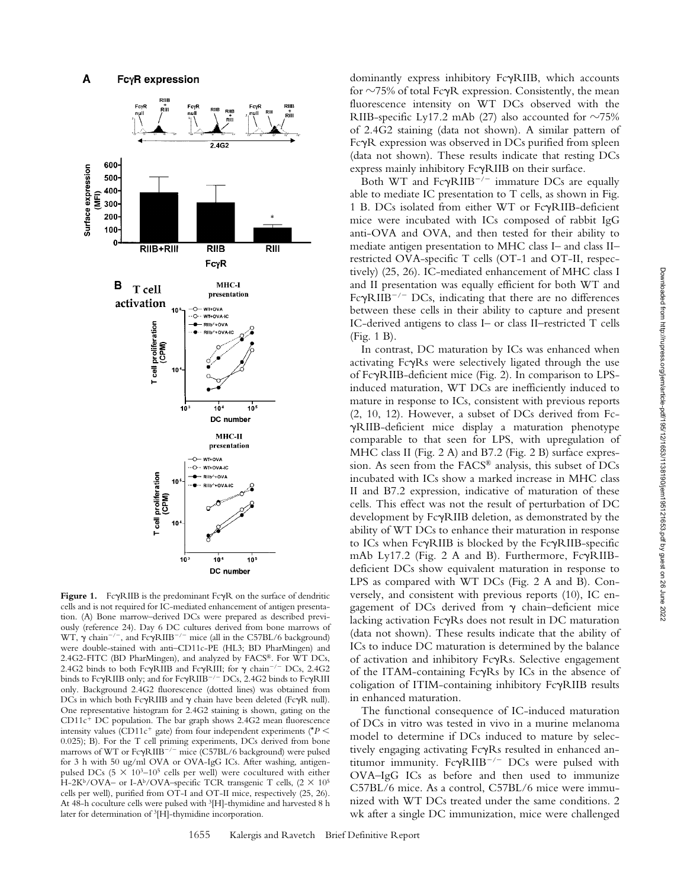**Figure 1.** FcγRIIB is the predominant FcγR on the surface of dendritic cells and is not required for IC-mediated enhancement of antigen presentation. (A) Bone marrow–derived DCs were prepared as described previously (reference 24). Day 6 DC cultures derived from bone marrows of WT, γ chain$^{-/-}$, and FcγRIIB$^{-/-}$ mice (all in the C57BL/6 background) were double-stained with anti–CD11c-PE (HL3; BD PharMingen) and 2.4G2-FITC (BD PharMingen), and analyzed by FACS®. For WT DCs, 2.4G2 binds to both FcγRIIB and FcγRIII; for γ chain$^{-/-}$ DCs, 2.4G2 binds to FcγRIIB only; and for FcγRIIB$^{-/-}$ DCs, 2.4G2 binds to FcγRIII only. Background 2.4G2 fluorescence (dotted lines) was obtained from DCs in which both FcγRIIB and γ chain have been deleted (FcγR null). One representative histogram for 2.4G2 staining is shown, gating on the CD11c$^{+}$ DC population. The bar graph shows 2.4G2 mean fluorescence intensity values (CD11c$^{+}$ gate) from four independent experiments (*$P < 0.025$); B). For the T cell priming experiments, DCs derived from bone marrows of WT or FcγRIIB$^{-/-}$ mice (C57BL/6 background) were pulsed for 3 h with 50 ug/ml OVA or OVA-IgG ICs. After washing, antigen-pulsed DCs ($5 \times 10^3$–$10^5$ cells per well) were cocultured with either H-2K$^b$/OVA– or I-A$^b$/OVA–specific TCR transgenic T cells, ($2 \times 10^5$ cells per well), purified from OT-I and OT-II mice, respectively (25, 26). At 48-h coculture cells were pulsed with $^3$[H]-thymidine and harvested 8 h later for determination of $^3$[H]-thymidine incorporation.

dominantly express inhibitory FcγRIIB, which accounts for ~75% of total FcγR expression. Consistently, the mean fluorescence intensity on WT DCs observed with the RIIB-specific Ly17.2 mAb (27) also accounted for ~75% of 2.4G2 staining (data not shown). A similar pattern of FcγR expression was observed in DCs purified from spleen (data not shown). These results indicate that resting DCs express mainly inhibitory FcγRIIB on their surface.

Both WT and FcγRIIB$^{-/-}$ immature DCs are equally able to mediate IC presentation to T cells, as shown in Fig. 1 B. DCs isolated from either WT or FcγRIIB-deficient mice were incubated with ICs composed of rabbit IgG anti-OVA and OVA, and then tested for their ability to mediate antigen presentation to MHC class I– and class II–restricted OVA-specific T cells (OT-1 and OT-II, respectively) (25, 26). IC-mediated enhancement of MHC class I and II presentation was equally efficient for both WT and FcγRIIB$^{-/-}$ DCs, indicating that there are no differences between these cells in their ability to capture and present IC-derived antigens to class I– or class II–restricted T cells (Fig. 1 B).

In contrast, DC maturation by ICs was enhanced when activating FcγRs were selectively ligated through the use of FcγRIIB-deficient mice (Fig. 2). In comparison to LPS-induced maturation, WT DCs are inefficiently induced to mature in response to ICs, consistent with previous reports (2, 10, 12). However, a subset of DCs derived from FcγRIIB-deficient mice display a maturation phenotype comparable to that seen for LPS, with upregulation of MHC class II (Fig. 2 A) and B7.2 (Fig. 2 B) surface expression. As seen from the FACS® analysis, this subset of DCs incubated with ICs show a marked increase in MHC class II and B7.2 expression, indicative of maturation of these cells. This effect was not the result of perturbation of DC development by FcγRIIB deletion, as demonstrated by the ability of WT DCs to enhance their maturation in response to ICs when FcγRIIB is blocked by the FcγRIIB-specific mAb Ly17.2 (Fig. 2 A and B). Furthermore, FcγRIIB-deficient DCs show equivalent maturation in response to LPS as compared with WT DCs (Fig. 2 A and B). Conversely, and consistent with previous reports (10), IC engagement of DCs derived from γ chain–deficient mice lacking activation FcγRs does not result in DC maturation (data not shown). These results indicate that the ability of ICs to induce DC maturation is determined by the balance of activation and inhibitory FcγRs. Selective engagement of the ITAM-containing FcγRs by ICs in the absence of coligation of ITIM-containing inhibitory FcγRIIB results in enhanced maturation.

The functional consequence of IC-induced maturation of DCs in vitro was tested in vivo in a murine melanoma model to determine if DCs induced to mature by selectively engaging activating FcγRs resulted in enhanced antitumor immunity. FcγRIIB$^{-/-}$ DCs were pulsed with OVA–IgG ICs as before and then used to immunize C57BL/6 mice. As a control, C57BL/6 mice were immunized with WT DCs treated under the same conditions. 2 wk after a single DC immunization, mice were challenged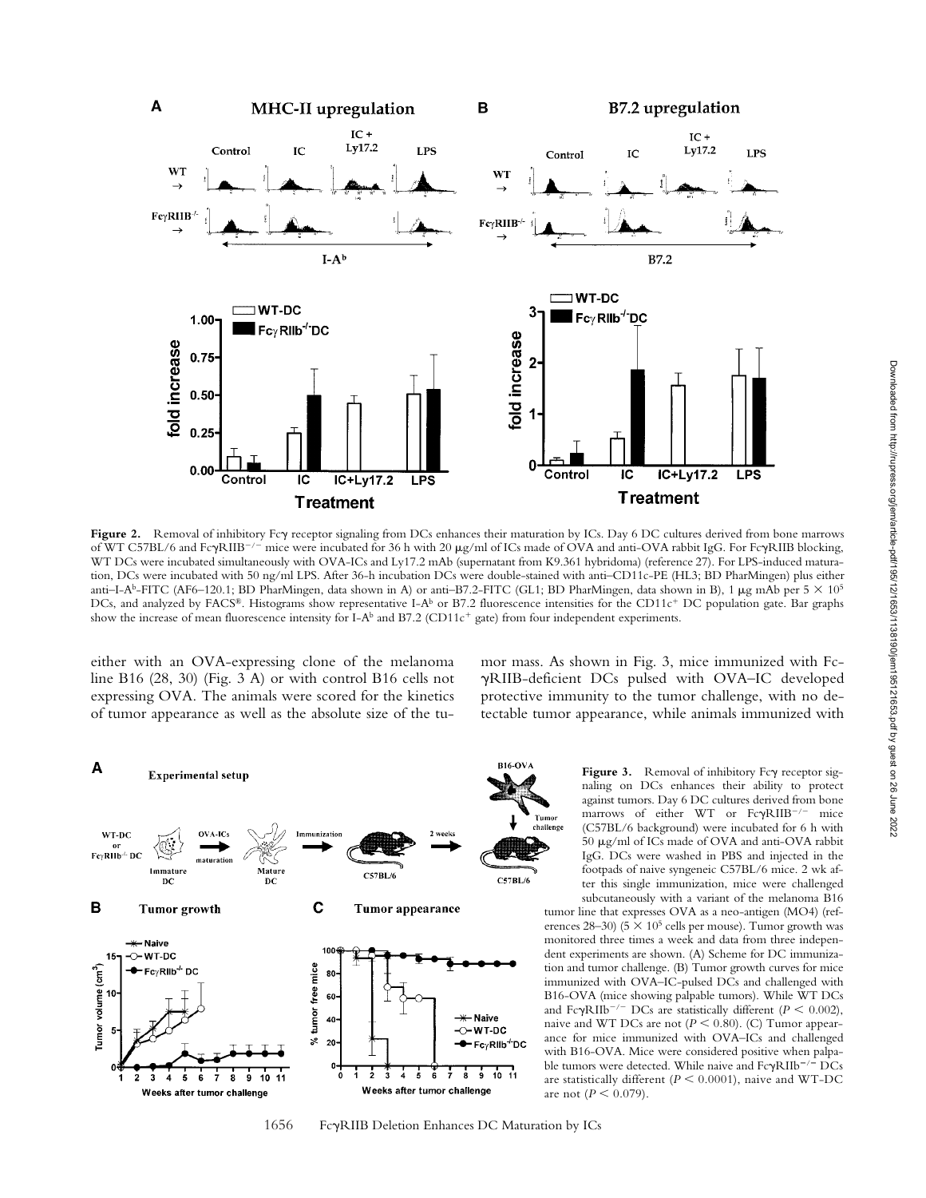**Figure 2.** Removal of inhibitory Fcγ receptor signaling from DCs enhances their maturation by ICs. Day 6 DC cultures derived from bone marrows of WT C57BL/6 and FcγRIIB$^{-/-}$ mice were incubated for 36 h with 20 μg/ml of ICs made of OVA and anti-OVA rabbit IgG. For FcγRIIB blocking, WT DCs were incubated simultaneously with OVA-ICs and Ly17.2 mAb (supernatant from K9.361 hybridoma) (reference 27). For LPS-induced maturation, DCs were incubated with 50 ng/ml LPS. After 36-h incubation DCs were double-stained with anti–CD11c-PE (HL3; BD PharMingen) plus either anti–I-A$^b$-FITC (AF6–120.1; BD PharMingen, data shown in A) or anti–B7.2-FITC (GL1; BD PharMingen, data shown in B), 1 μg mAb per $5 \times 10^5$ DCs, and analyzed by FACS®. Histograms show representative I-A$^b$ or B7.2 fluorescence intensities for the CD11c$^+$ DC population gate. Bar graphs show the increase of mean fluorescence intensity for I-A$^b$ and B7.2 (CD11c$^+$ gate) from four independent experiments.

either with an OVA-expressing clone of the melanoma line B16 (28, 30) (Fig. 3 A) or with control B16 cells not expressing OVA. The animals were scored for the kinetics of tumor appearance as well as the absolute size of the tumor mass. As shown in Fig. 3, mice immunized with FcγRIIB-deficient DCs pulsed with OVA–IC developed protective immunity to the tumor challenge, with no detectable tumor appearance, while animals immunized with

**Figure 3.** Removal of inhibitory Fcγ receptor signaling on DCs enhances their ability to protect against tumors. Day 6 DC cultures derived from bone marrows of either WT or FcγRIIB$^{-/-}$ mice (C57BL/6 background) were incubated for 6 h with 50 μg/ml of ICs made of OVA and anti-OVA rabbit IgG. DCs were washed in PBS and injected in the footpads of naive syngeneic C57BL/6 mice. 2 wk after this single immunization, mice were challenged subcutaneously with a variant of the melanoma B16 tumor line that expresses OVA as a neo-antigen (MO4) (references 28–30) ($5 \times 10^5$ cells per mouse). Tumor growth was monitored three times a week and data from three independent experiments are shown. (A) Scheme for DC immunization and tumor challenge. (B) Tumor growth curves for mice immunized with OVA–IC-pulsed DCs and challenged with B16-OVA (mice showing palpable tumors). While WT DCs and FcγRIIb$^{-/-}$ DCs are statistically different ($P < 0.002$), naive and WT DCs are not ($P < 0.80$). (C) Tumor appearance for mice immunized with OVA–ICs and challenged with B16-OVA. Mice were considered positive when palpable tumors were detected. While naive and FcγRIIb$^{-/-}$ DCs are statistically different ($P < 0.0001$), naive and WT-DC are not ($P < 0.079$).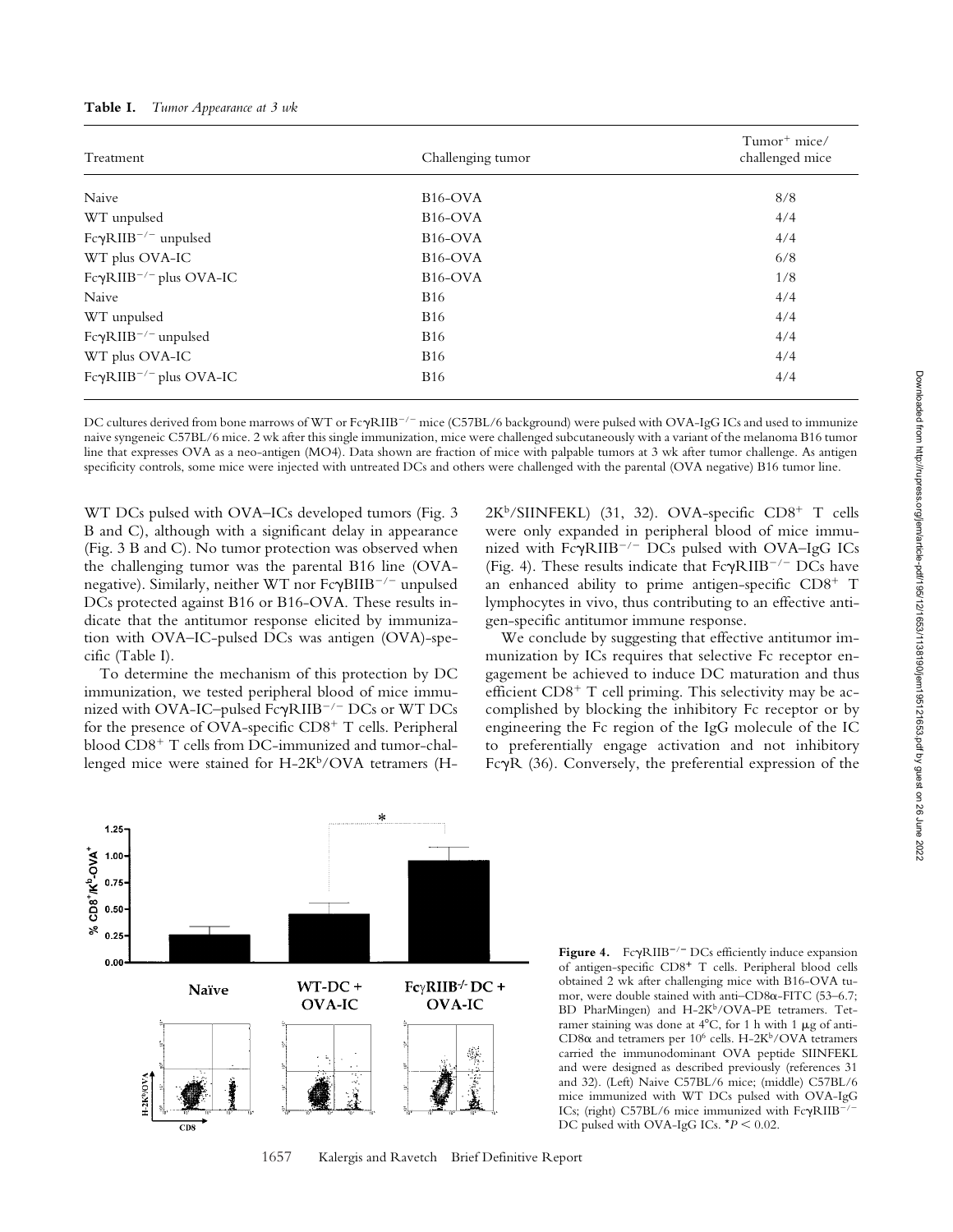**Table I.** *Tumor Appearance at 3 wk*

| Treatment | Challenging tumor | Tumor+ mice/ challenged mice |
|---|---|---|
| Naive | B16-OVA | 8/8 |
| WT unpulsed | B16-OVA | 4/4 |
| FcγRIIB$^{-/-}$ unpulsed | B16-OVA | 4/4 |
| WT plus OVA-IC | B16-OVA | 6/8 |
| FcγRIIB$^{-/-}$ plus OVA-IC | B16-OVA | 1/8 |
| Naive | B16 | 4/4 |
| WT unpulsed | B16 | 4/4 |
| FcγRIIB$^{-/-}$ unpulsed | B16 | 4/4 |
| WT plus OVA-IC | B16 | 4/4 |
| FcγRIIB$^{-/-}$ plus OVA-IC | B16 | 4/4 |

DC cultures derived from bone marrows of WT or FcγRIIB$^{-/-}$ mice (C57BL/6 background) were pulsed with OVA-IgG ICs and used to immunize naive syngeneic C57BL/6 mice. 2 wk after this single immunization, mice were challenged subcutaneously with a variant of the melanoma B16 tumor line that expresses OVA as a neo-antigen (MO4). Data shown are fraction of mice with palpable tumors at 3 wk after tumor challenge. As antigen specificity controls, some mice were injected with untreated DCs and others were challenged with the parental (OVA negative) B16 tumor line.

WT DCs pulsed with OVA–ICs developed tumors (Fig. 3 B and C), although with a significant delay in appearance (Fig. 3 B and C). No tumor protection was observed when the challenging tumor was the parental B16 line (OVA-negative). Similarly, neither WT nor FcγBIIB$^{-/-}$ unpulsed DCs protected against B16 or B16-OVA. These results indicate that the antitumor response elicited by immunization with OVA–IC-pulsed DCs was antigen (OVA)-specific (Table I).

To determine the mechanism of this protection by DC immunization, we tested peripheral blood of mice immunized with OVA-IC–pulsed FcγRIIB$^{-/-}$ DCs or WT DCs for the presence of OVA-specific CD8$^+$ T cells. Peripheral blood CD8$^+$ T cells from DC-immunized and tumor-challenged mice were stained for H-2K$^b$/OVA tetramers (H-2K$^b$/SIINFEKL) (31, 32). OVA-specific CD8$^+$ T cells were only expanded in peripheral blood of mice immunized with FcγRIIB$^{-/-}$ DCs pulsed with OVA–IgG ICs (Fig. 4). These results indicate that FcγRIIB$^{-/-}$ DCs have an enhanced ability to prime antigen-specific CD8$^+$ T lymphocytes in vivo, thus contributing to an effective antigen-specific antitumor immune response.

We conclude by suggesting that effective antitumor immunization by ICs requires that selective Fc receptor engagement be achieved to induce DC maturation and thus efficient CD8$^+$ T cell priming. This selectivity may be accomplished by blocking the inhibitory Fc receptor or by engineering the Fc region of the IgG molecule of the IC to preferentially engage activation and not inhibitory FcγR (36). Conversely, the preferential expression of the

**Figure 4.** FcγRIIB$^{-/-}$ DCs efficiently induce expansion of antigen-specific CD8$^+$ T cells. Peripheral blood cells obtained 2 wk after challenging mice with B16-OVA tumor, were double stained with anti–CD8α-FITC (53–6.7; BD PharMingen) and H-2K$^b$/OVA-PE tetramers. Tetramer staining was done at 4°C, for 1 h with 1 μg of anti-CD8α and tetramers per $10^6$ cells. H-2K$^b$/OVA tetramers carried the immunodominant OVA peptide SIINFEKL and were designed as described previously (references 31 and 32). (Left) Naive C57BL/6 mice; (middle) C57BL/6 mice immunized with WT DCs pulsed with OVA-IgG ICs; (right) C57BL/6 mice immunized with FcγRIIB$^{-/-}$ DC pulsed with OVA-IgG ICs. *$P < 0.02$.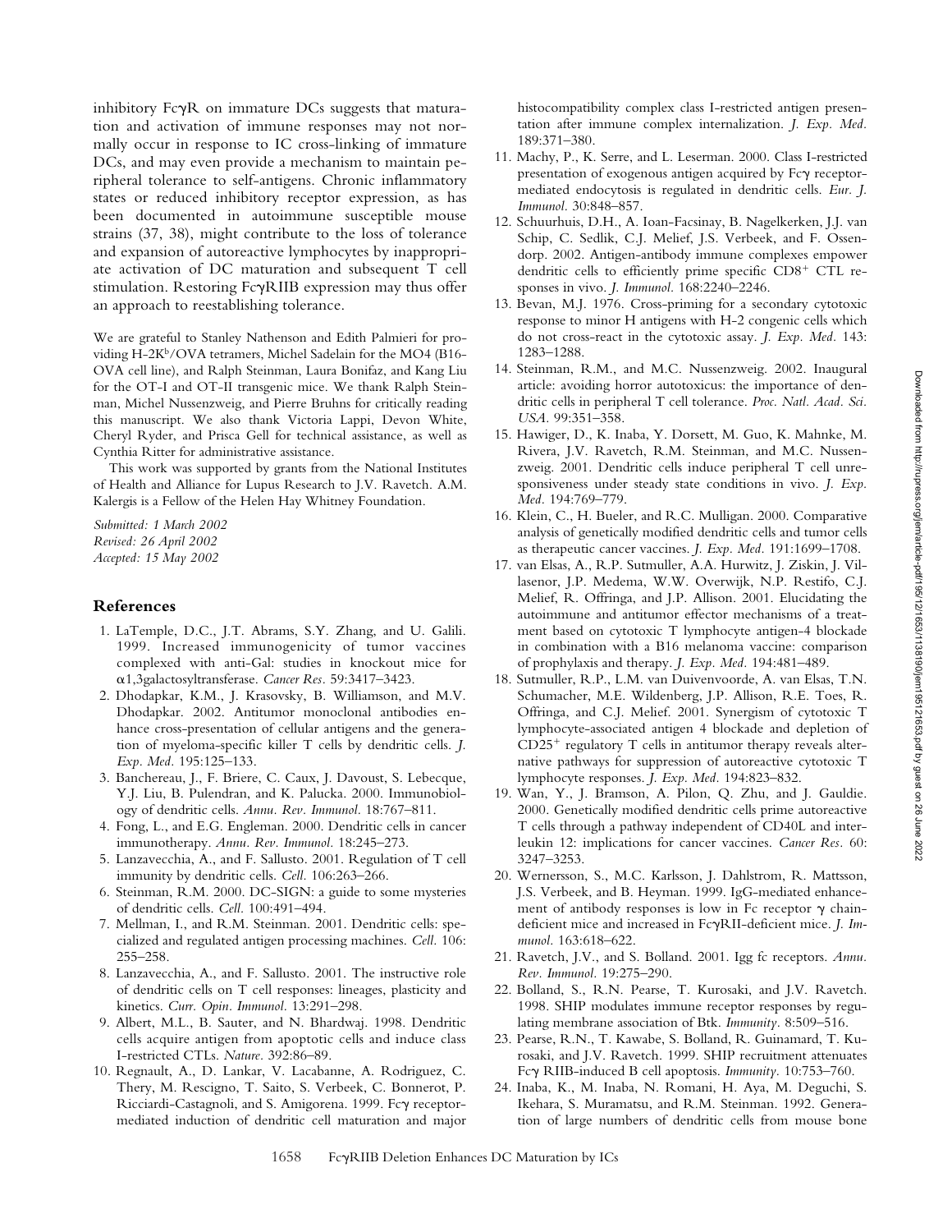inhibitory FcγR on immature DCs suggests that maturation and activation of immune responses may not normally occur in response to IC cross-linking of immature DCs, and may even provide a mechanism to maintain peripheral tolerance to self-antigens. Chronic inflammatory states or reduced inhibitory receptor expression, as has been documented in autoimmune susceptible mouse strains (37, 38), might contribute to the loss of tolerance and expansion of autoreactive lymphocytes by inappropriate activation of DC maturation and subsequent T cell stimulation. Restoring FcγRIIB expression may thus offer an approach to reestablishing tolerance.

We are grateful to Stanley Nathenson and Edith Palmieri for providing H-2K$^b$/OVA tetramers, Michel Sadelain for the MO4 (B16-OVA cell line), and Ralph Steinman, Laura Bonifaz, and Kang Liu for the OT-I and OT-II transgenic mice. We thank Ralph Steinman, Michel Nussenzweig, and Pierre Bruhns for critically reading this manuscript. We also thank Victoria Lappi, Devon White, Cheryl Ryder, and Prisca Gell for technical assistance, as well as Cynthia Ritter for administrative assistance.

This work was supported by grants from the National Institutes of Health and Alliance for Lupus Research to J.V. Ravetch. A.M. Kalergis is a Fellow of the Helen Hay Whitney Foundation.

*Submitted: 1 March 2002*
*Revised: 26 April 2002*
*Accepted: 15 May 2002*

## References

1. LaTemple, D.C., J.T. Abrams, S.Y. Zhang, and U. Galili. 1999. Increased immunogenicity of tumor vaccines complexed with anti-Gal: studies in knockout mice for α1,3galactosyltransferase. *Cancer Res.* 59:3417–3423.
2. Dhodapkar, K.M., J. Krasovsky, B. Williamson, and M.V. Dhodapkar. 2002. Antitumor monoclonal antibodies enhance cross-presentation of cellular antigens and the generation of myeloma-specific killer T cells by dendritic cells. *J. Exp. Med.* 195:125–133.
3. Banchereau, J., F. Briere, C. Caux, J. Davoust, S. Lebecque, Y.J. Liu, B. Pulendran, and K. Palucka. 2000. Immunobiology of dendritic cells. *Annu. Rev. Immunol.* 18:767–811.
4. Fong, L., and E.G. Engleman. 2000. Dendritic cells in cancer immunotherapy. *Annu. Rev. Immunol.* 18:245–273.
5. Lanzavecchia, A., and F. Sallusto. 2001. Regulation of T cell immunity by dendritic cells. *Cell.* 106:263–266.
6. Steinman, R.M. 2000. DC-SIGN: a guide to some mysteries of dendritic cells. *Cell.* 100:491–494.
7. Mellman, I., and R.M. Steinman. 2001. Dendritic cells: specialized and regulated antigen processing machines. *Cell.* 106: 255–258.
8. Lanzavecchia, A., and F. Sallusto. 2001. The instructive role of dendritic cells on T cell responses: lineages, plasticity and kinetics. *Curr. Opin. Immunol.* 13:291–298.
9. Albert, M.L., B. Sauter, and N. Bhardwaj. 1998. Dendritic cells acquire antigen from apoptotic cells and induce class I-restricted CTLs. *Nature.* 392:86–89.
10. Regnault, A., D. Lankar, V. Lacabanne, A. Rodriguez, C. Thery, M. Rescigno, T. Saito, S. Verbeek, C. Bonnerot, P. Ricciardi-Castagnoli, and S. Amigorena. 1999. Fcγ receptor-mediated induction of dendritic cell maturation and major histocompatibility complex class I-restricted antigen presentation after immune complex internalization. *J. Exp. Med.* 189:371–380.
11. Machy, P., K. Serre, and L. Leserman. 2000. Class I-restricted presentation of exogenous antigen acquired by Fcγ receptor-mediated endocytosis is regulated in dendritic cells. *Eur. J. Immunol.* 30:848–857.
12. Schuurhuis, D.H., A. Ioan-Facsinay, B. Nagelkerken, J.J. van Schip, C. Sedlik, C.J. Melief, J.S. Verbeek, and F. Ossendorp. 2002. Antigen-antibody immune complexes empower dendritic cells to efficiently prime specific CD8$^+$ CTL responses in vivo. *J. Immunol.* 168:2240–2246.
13. Bevan, M.J. 1976. Cross-priming for a secondary cytotoxic response to minor H antigens with H-2 congenic cells which do not cross-react in the cytotoxic assay. *J. Exp. Med.* 143: 1283–1288.
14. Steinman, R.M., and M.C. Nussenzweig. 2002. Inaugural article: avoiding horror autotoxicus: the importance of dendritic cells in peripheral T cell tolerance. *Proc. Natl. Acad. Sci. USA.* 99:351–358.
15. Hawiger, D., K. Inaba, Y. Dorsett, M. Guo, K. Mahnke, M. Rivera, J.V. Ravetch, R.M. Steinman, and M.C. Nussenzweig. 2001. Dendritic cells induce peripheral T cell unresponsiveness under steady state conditions in vivo. *J. Exp. Med.* 194:769–779.
16. Klein, C., H. Bueler, and R.C. Mulligan. 2000. Comparative analysis of genetically modified dendritic cells and tumor cells as therapeutic cancer vaccines. *J. Exp. Med.* 191:1699–1708.
17. van Elsas, A., R.P. Sutmuller, A.A. Hurwitz, J. Ziskin, J. Villasenor, J.P. Medema, W.W. Overwijk, N.P. Restifo, C.J. Melief, R. Offringa, and J.P. Allison. 2001. Elucidating the autoimmune and antitumor effector mechanisms of a treatment based on cytotoxic T lymphocyte antigen-4 blockade in combination with a B16 melanoma vaccine: comparison of prophylaxis and therapy. *J. Exp. Med.* 194:481–489.
18. Sutmuller, R.P., L.M. van Duivenvoorde, A. van Elsas, T.N. Schumacher, M.E. Wildenberg, J.P. Allison, R.E. Toes, R. Offringa, and C.J. Melief. 2001. Synergism of cytotoxic T lymphocyte-associated antigen 4 blockade and depletion of CD25$^+$ regulatory T cells in antitumor therapy reveals alternative pathways for suppression of autoreactive cytotoxic T lymphocyte responses. *J. Exp. Med.* 194:823–832.
19. Wan, Y., J. Bramson, A. Pilon, Q. Zhu, and J. Gauldie. 2000. Genetically modified dendritic cells prime autoreactive T cells through a pathway independent of CD40L and interleukin 12: implications for cancer vaccines. *Cancer Res.* 60: 3247–3253.
20. Wernersson, S., M.C. Karlsson, J. Dahlstrom, R. Mattsson, J.S. Verbeek, and B. Heyman. 1999. IgG-mediated enhancement of antibody responses is low in Fc receptor γ chain-deficient mice and increased in FcγRII-deficient mice. *J. Immunol.* 163:618–622.
21. Ravetch, J.V., and S. Bolland. 2001. Igg fc receptors. *Annu. Rev. Immunol.* 19:275–290.
22. Bolland, S., R.N. Pearse, T. Kurosaki, and J.V. Ravetch. 1998. SHIP modulates immune receptor responses by regulating membrane association of Btk. *Immunity.* 8:509–516.
23. Pearse, R.N., T. Kawabe, S. Bolland, R. Guinamard, T. Kurosaki, and J.V. Ravetch. 1999. SHIP recruitment attenuates Fcγ RIIB-induced B cell apoptosis. *Immunity.* 10:753–760.
24. Inaba, K., M. Inaba, N. Romani, H. Aya, M. Deguchi, S. Ikehara, S. Muramatsu, and R.M. Steinman. 1992. Generation of large numbers of dendritic cells from mouse bone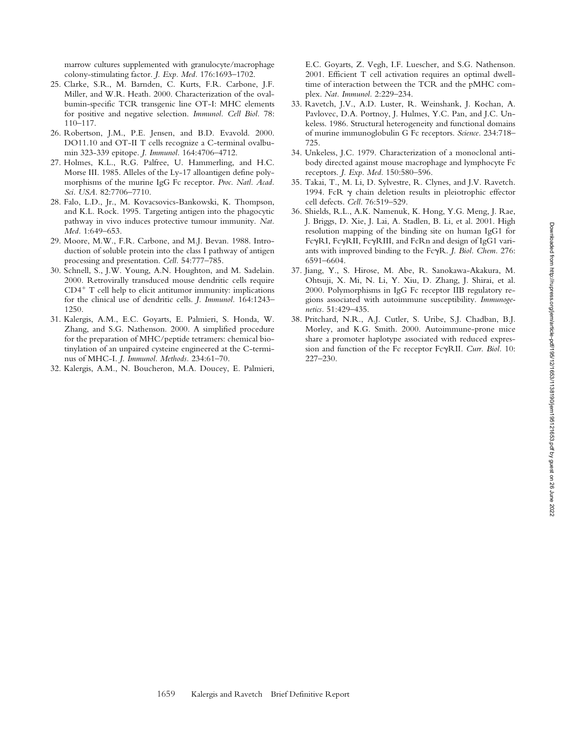marrow cultures supplemented with granulocyte/macrophage colony-stimulating factor. *J. Exp. Med.* 176:1693–1702.

25. Clarke, S.R., M. Barnden, C. Kurts, F.R. Carbone, J.F. Miller, and W.R. Heath. 2000. Characterization of the ovalbumin-specific TCR transgenic line OT-I: MHC elements for positive and negative selection. *Immunol. Cell Biol.* 78: 110–117.
26. Robertson, J.M., P.E. Jensen, and B.D. Evavold. 2000. DO11.10 and OT-II T cells recognize a C-terminal ovalbumin 323-339 epitope. *J. Immunol.* 164:4706–4712.
27. Holmes, K.L., R.G. Palfree, U. Hammerling, and H.C. Morse III. 1985. Alleles of the Ly-17 alloantigen define polymorphisms of the murine IgG Fc receptor. *Proc. Natl. Acad. Sci. USA.* 82:7706–7710.
28. Falo, L.D., Jr., M. Kovacsovics-Bankowski, K. Thompson, and K.L. Rock. 1995. Targeting antigen into the phagocytic pathway in vivo induces protective tumour immunity. *Nat. Med.* 1:649–653.
29. Moore, M.W., F.R. Carbone, and M.J. Bevan. 1988. Introduction of soluble protein into the class I pathway of antigen processing and presentation. *Cell.* 54:777–785.
30. Schnell, S., J.W. Young, A.N. Houghton, and M. Sadelain. 2000. Retrovirally transduced mouse dendritic cells require $CD4^+$ T cell help to elicit antitumor immunity: implications for the clinical use of dendritic cells. *J. Immunol.* 164:1243–1250.
31. Kalergis, A.M., E.C. Goyarts, E. Palmieri, S. Honda, W. Zhang, and S.G. Nathenson. 2000. A simplified procedure for the preparation of MHC/peptide tetramers: chemical biotinylation of an unpaired cysteine engineered at the C-terminus of MHC-I. *J. Immunol. Methods.* 234:61–70.
32. Kalergis, A.M., N. Boucheron, M.A. Doucey, E. Palmieri, E.C. Goyarts, Z. Vegh, I.F. Luescher, and S.G. Nathenson. 2001. Efficient T cell activation requires an optimal dwell-time of interaction between the TCR and the pMHC complex. *Nat. Immunol.* 2:229–234.
33. Ravetch, J.V., A.D. Luster, R. Weinshank, J. Kochan, A. Pavlovec, D.A. Portnoy, J. Hulmes, Y.C. Pan, and J.C. Unkeless. 1986. Structural heterogeneity and functional domains of murine immunoglobulin G Fc receptors. *Science.* 234:718–725.
34. Unkeless, J.C. 1979. Characterization of a monoclonal antibody directed against mouse macrophage and lymphocyte Fc receptors. *J. Exp. Med.* 150:580–596.
35. Takai, T., M. Li, D. Sylvestre, R. Clynes, and J.V. Ravetch. 1994. FcR $\gamma$ chain deletion results in pleiotrophic effector cell defects. *Cell.* 76:519–529.
36. Shields, R.L., A.K. Namenuk, K. Hong, Y.G. Meng, J. Rae, J. Briggs, D. Xie, J. Lai, A. Stadlen, B. Li, et al. 2001. High resolution mapping of the binding site on human IgG1 for Fc$\gamma$RI, Fc$\gamma$RII, Fc$\gamma$RIII, and FcRn and design of IgG1 variants with improved binding to the Fc$\gamma$R. *J. Biol. Chem.* 276: 6591–6604.
37. Jiang, Y., S. Hirose, M. Abe, R. Sanokawa-Akakura, M. Ohtsuji, X. Mi, N. Li, Y. Xiu, D. Zhang, J. Shirai, et al. 2000. Polymorphisms in IgG Fc receptor IIB regulatory regions associated with autoimmune susceptibility. *Immunogenetics.* 51:429–435.
38. Pritchard, N.R., A.J. Cutler, S. Uribe, S.J. Chadban, B.J. Morley, and K.G. Smith. 2000. Autoimmune-prone mice share a promoter haplotype associated with reduced expression and function of the Fc receptor Fc$\gamma$RII. *Curr. Biol.* 10: 227–230.